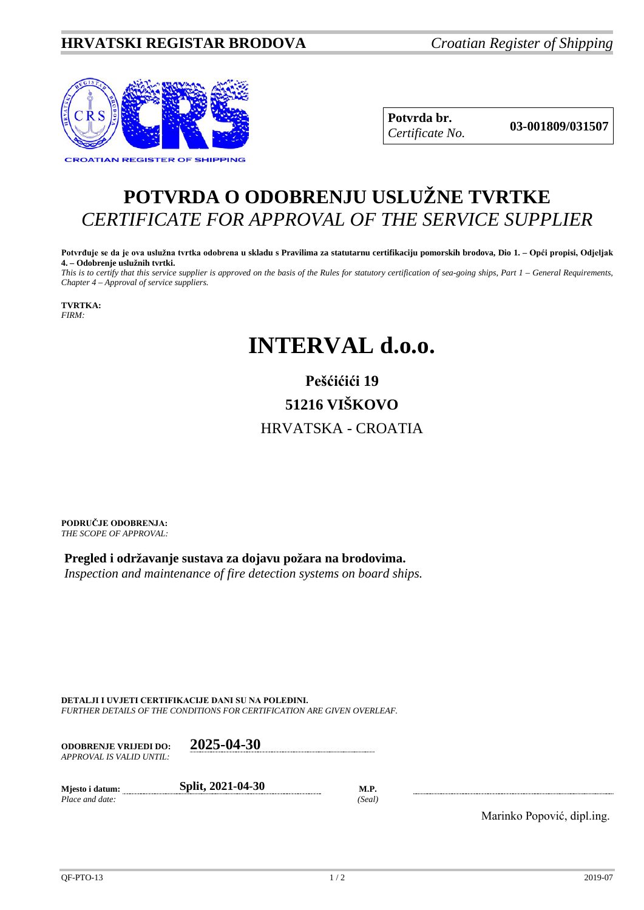**HRVATSKI REGISTAR BRODOVA** *Croatian Register of Shipping*

CROATIAN REGISTER OF SHIPPING

| **Potvrda br.** *Certificate No.* | **03-001809/031507** |
|---|---|

# POTVRDA O ODOBRENJU USLUŽNE TVRTKE
# *CERTIFICATE FOR APPROVAL OF THE SERVICE SUPPLIER*

**Potvrđuje se da je ova uslužna tvrtka odobrena u skladu s Pravilima za statutarnu certifikaciju pomorskih brodova, Dio 1. – Opći propisi, Odjeljak 4. – Odobrenje uslužnih tvrtki.**
*This is to certify that this service supplier is approved on the basis of the Rules for statutory certification of sea-going ships, Part 1 – General Requirements, Chapter 4 – Approval of service suppliers.*

**TVRTKA:**
*FIRM:*

# INTERVAL d.o.o.

**Pešćićići 19**

**51216 VIŠKOVO**

HRVATSKA - CROATIA

**PODRUČJE ODOBRENJA:**
*THE SCOPE OF APPROVAL:*

**Pregled i održavanje sustava za dojavu požara na brodovima.**
*Inspection and maintenance of fire detection systems on board ships.*

**DETALJI I UVJETI CERTIFIKACIJE DANI SU NA POLEĐINI.**
*FURTHER DETAILS OF THE CONDITIONS FOR CERTIFICATION ARE GIVEN OVERLEAF.*

**ODOBRENJE VRIJEDI DO:** *APPROVAL IS VALID UNTIL:* **2025-04-30**

**Mjesto i datum:** *Place and date:* **Split, 2021-04-30**

**M.P.** *(Seal)*

Marinko Popović, dipl.ing.

QF-PTO-13 2019-07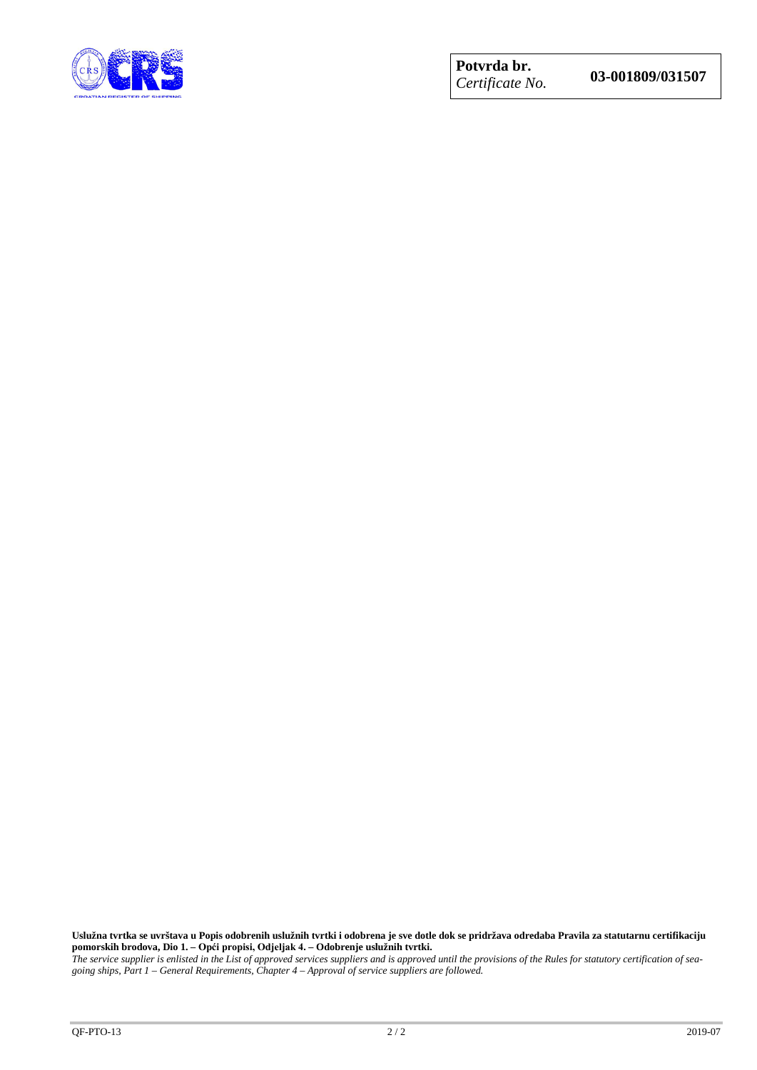| | |
|---|---|
| **Potvrda br.** *Certificate No.* | **03-001809/031507** |

**Uslužna tvrtka se uvrštava u Popis odobrenih uslužnih tvrtki i odobrena je sve dotle dok se pridržava odredaba Pravila za statutarnu certifikaciju pomorskih brodova, Dio 1. – Opći propisi, Odjeljak 4. – Odobrenje uslužnih tvrtki.**
*The service supplier is enlisted in the List of approved services suppliers and is approved until the provisions of the Rules for statutory certification of sea-going ships, Part 1 – General Requirements, Chapter 4 – Approval of service suppliers are followed.*